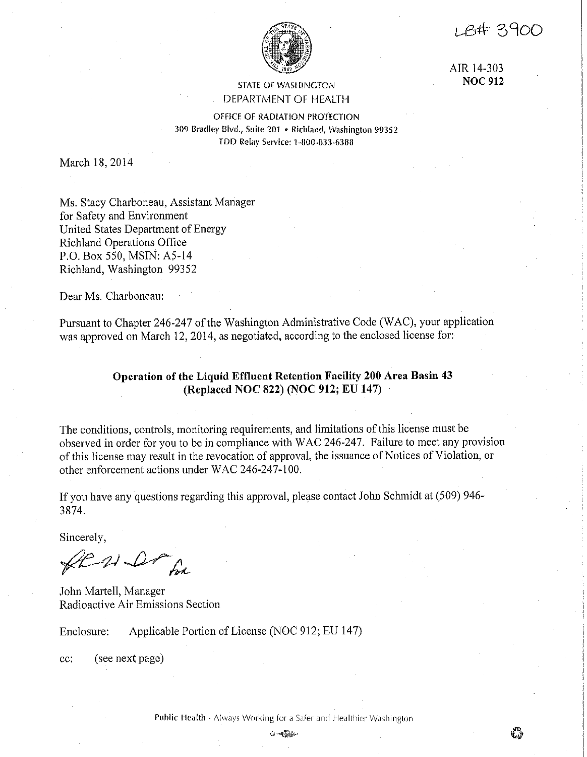LB# 3900

AIR 14-303
**NOC 912**

STATE OF WASHINGTON
DEPARTMENT OF HEALTH

OFFICE OF RADIATION PROTECTION
309 Bradley Blvd., Suite 201 • Richland, Washington 99352
TDD Relay Service: 1-800-833-6388

March 18, 2014

Ms. Stacy Charboneau, Assistant Manager
for Safety and Environment
United States Department of Energy
Richland Operations Office
P.O. Box 550, MSIN: A5-14
Richland, Washington 99352

Dear Ms. Charboneau:

Pursuant to Chapter 246-247 of the Washington Administrative Code (WAC), your application was approved on March 12, 2014, as negotiated, according to the enclosed license for:

**Operation of the Liquid Effluent Retention Facility 200 Area Basin 43 (Replaced NOC 822) (NOC 912; EU 147)**

The conditions, controls, monitoring requirements, and limitations of this license must be observed in order for you to be in compliance with WAC 246-247. Failure to meet any provision of this license may result in the revocation of approval, the issuance of Notices of Violation, or other enforcement actions under WAC 246-247-100.

If you have any questions regarding this approval, please contact John Schmidt at (509) 946-3874.

Sincerely,

John Martell, Manager
Radioactive Air Emissions Section

Enclosure: Applicable Portion of License (NOC 912; EU 147)

cc: (see next page)

Public Health - Always Working for a Safer and Healthier Washington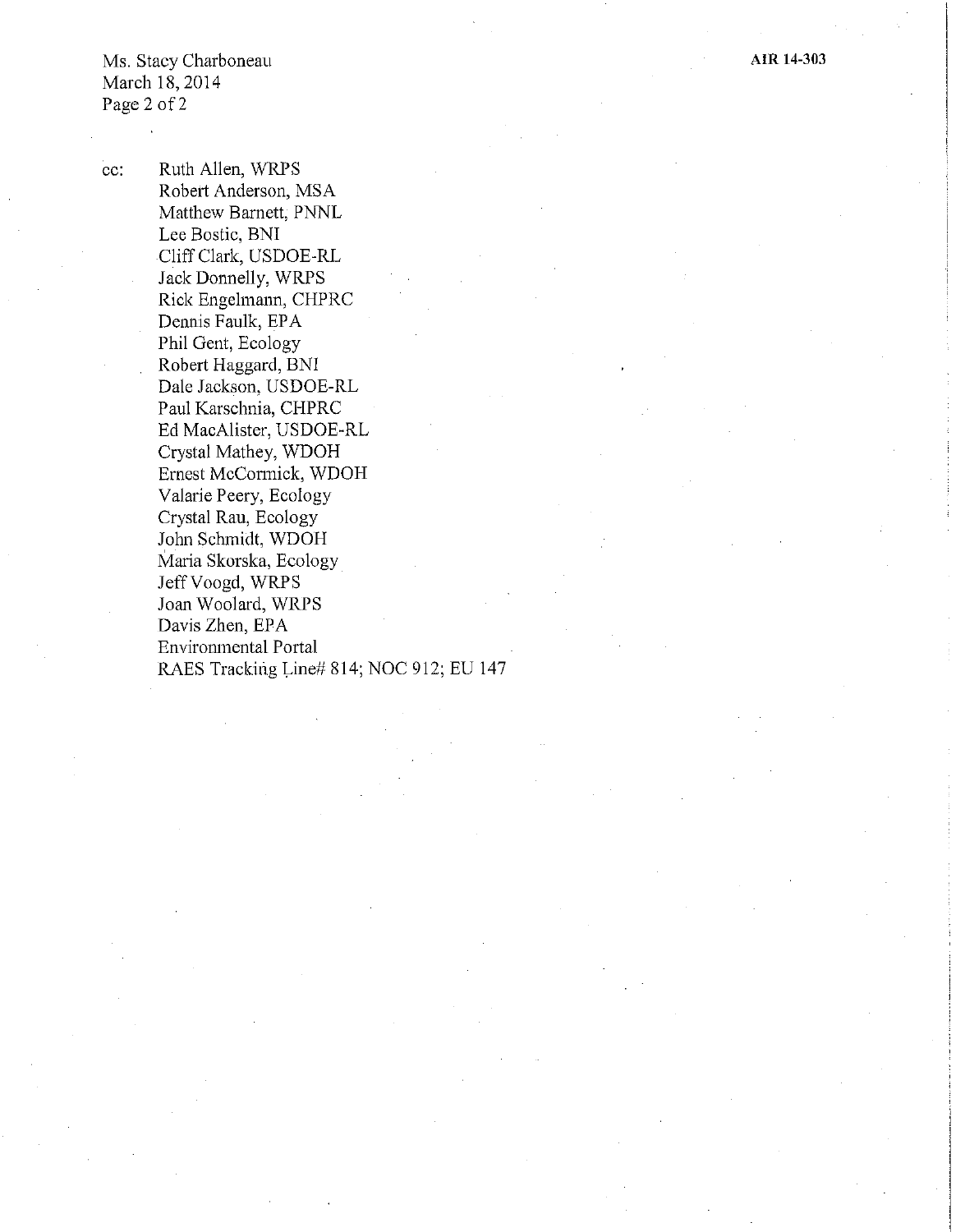cc: Ruth Allen, WRPS
Robert Anderson, MSA
Matthew Barnett, PNNL
Lee Bostic, BNI
Cliff Clark, USDOE-RL
Jack Donnelly, WRPS
Rick Engelmann, CHPRC
Dennis Faulk, EPA
Phil Gent, Ecology
Robert Haggard, BNI
Dale Jackson, USDOE-RL
Paul Karschnia, CHPRC
Ed MacAlister, USDOE-RL
Crystal Mathey, WDOH
Ernest McCormick, WDOH
Valarie Peery, Ecology
Crystal Rau, Ecology
John Schmidt, WDOH
Maria Skorska, Ecology
Jeff Voogd, WRPS
Joan Woolard, WRPS
Davis Zhen, EPA
Environmental Portal
RAES Tracking Line# 814; NOC 912; EU 147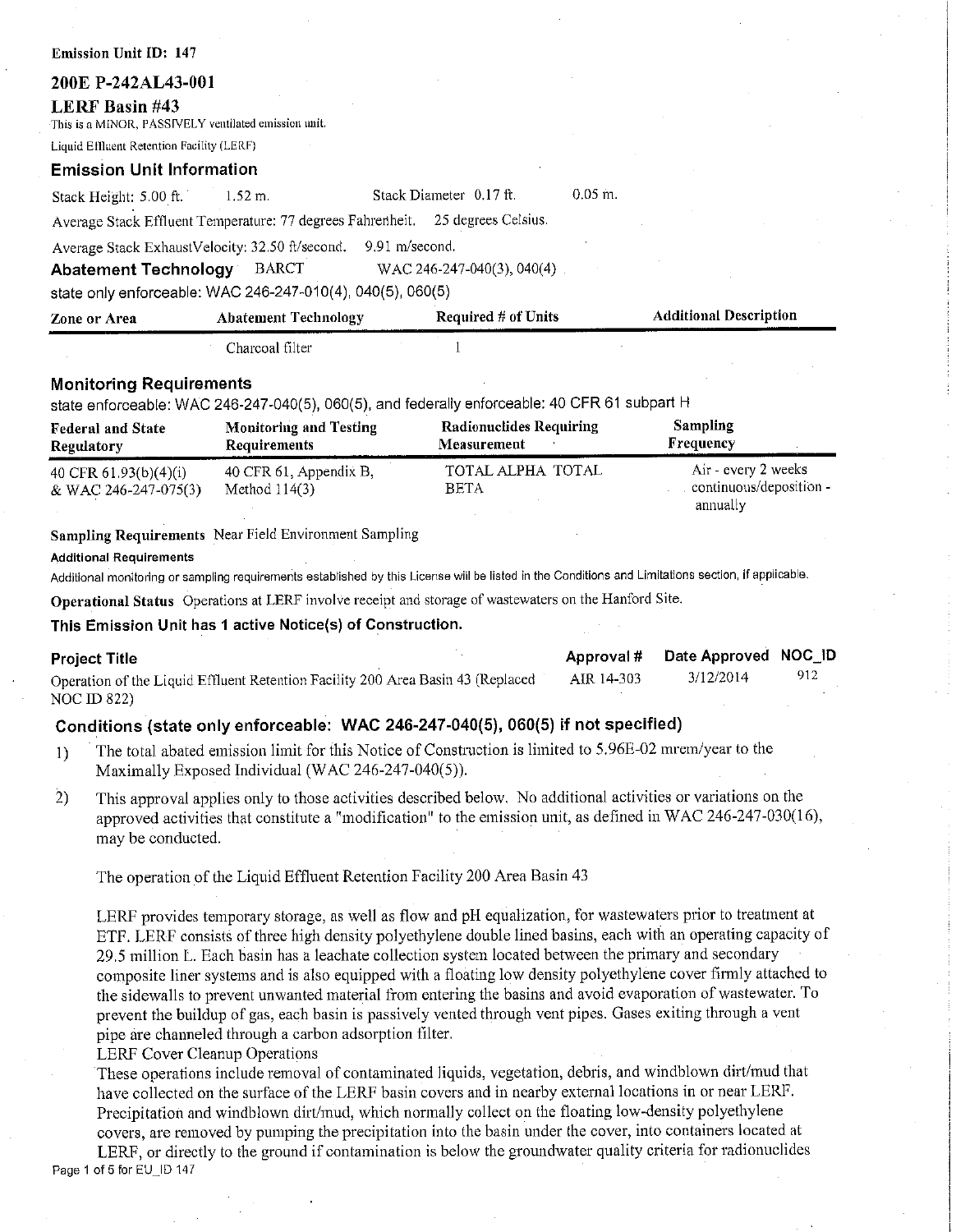**Emission Unit ID: 147**

## 200E P-242AL43-001

### LERF Basin #43

This is a MINOR, PASSIVELY ventilated emission unit.

Liquid Effluent Retention Facility (LERF)

### Emission Unit Information

Stack Height: 5.00 ft. 1.52 m. Stack Diameter 0.17 ft. 0.05 m.

Average Stack Effluent Temperature: 77 degrees Fahrenheit. 25 degrees Celsius.

Average Stack ExhaustVelocity: 32.50 ft/second. 9.91 m/second.

**Abatement Technology** BARCT WAC 246-247-040(3), 040(4)

state only enforceable: WAC 246-247-010(4), 040(5), 060(5)

| Zone or Area | Abatement Technology | Required # of Units | Additional Description |
|---|---|---|---|
| | Charcoal filter | 1 | |

### Monitoring Requirements

state enforceable: WAC 246-247-040(5), 060(5), and federally enforceable: 40 CFR 61 subpart H

| Federal and State Regulatory | Monitoring and Testing Requirements | Radionuclides Requiring Measurement | Sampling Frequency |
|---|---|---|---|
| 40 CFR 61.93(b)(4)(i) & WAC 246-247-075(3) | 40 CFR 61, Appendix B, Method 114(3) | TOTAL ALPHA TOTAL BETA | Air - every 2 weeks continuous/deposition - annually |

**Sampling Requirements** Near Field Environment Sampling

**Additional Requirements**

Additional monitoring or sampling requirements established by this License will be listed in the Conditions and Limitations section, if applicable.

**Operational Status** Operations at LERF involve receipt and storage of wastewaters on the Hanford Site.

**This Emission Unit has 1 active Notice(s) of Construction.**

| Project Title | Approval # | Date Approved | NOC_ID |
|---|---|---|---|
| Operation of the Liquid Effluent Retention Facility 200 Area Basin 43 (Replaced NOC ID 822) | AIR 14-303 | 3/12/2014 | 912 |

### Conditions (state only enforceable: WAC 246-247-040(5), 060(5) if not specified)

1) The total abated emission limit for this Notice of Construction is limited to 5.96E-02 mrem/year to the Maximally Exposed Individual (WAC 246-247-040(5)).

2) This approval applies only to those activities described below. No additional activities or variations on the approved activities that constitute a "modification" to the emission unit, as defined in WAC 246-247-030(16), may be conducted.

The operation of the Liquid Effluent Retention Facility 200 Area Basin 43

LERF provides temporary storage, as well as flow and pH equalization, for wastewaters prior to treatment at ETF. LERF consists of three high density polyethylene double lined basins, each with an operating capacity of 29.5 million L. Each basin has a leachate collection system located between the primary and secondary composite liner systems and is also equipped with a floating low density polyethylene cover firmly attached to the sidewalls to prevent unwanted material from entering the basins and avoid evaporation of wastewater. To prevent the buildup of gas, each basin is passively vented through vent pipes. Gases exiting through a vent pipe are channeled through a carbon adsorption filter.

LERF Cover Cleanup Operations

These operations include removal of contaminated liquids, vegetation, debris, and windblown dirt/mud that have collected on the surface of the LERF basin covers and in nearby external locations in or near LERF. Precipitation and windblown dirt/mud, which normally collect on the floating low-density polyethylene covers, are removed by pumping the precipitation into the basin under the cover, into containers located at LERF, or directly to the ground if contamination is below the groundwater quality criteria for radionuclides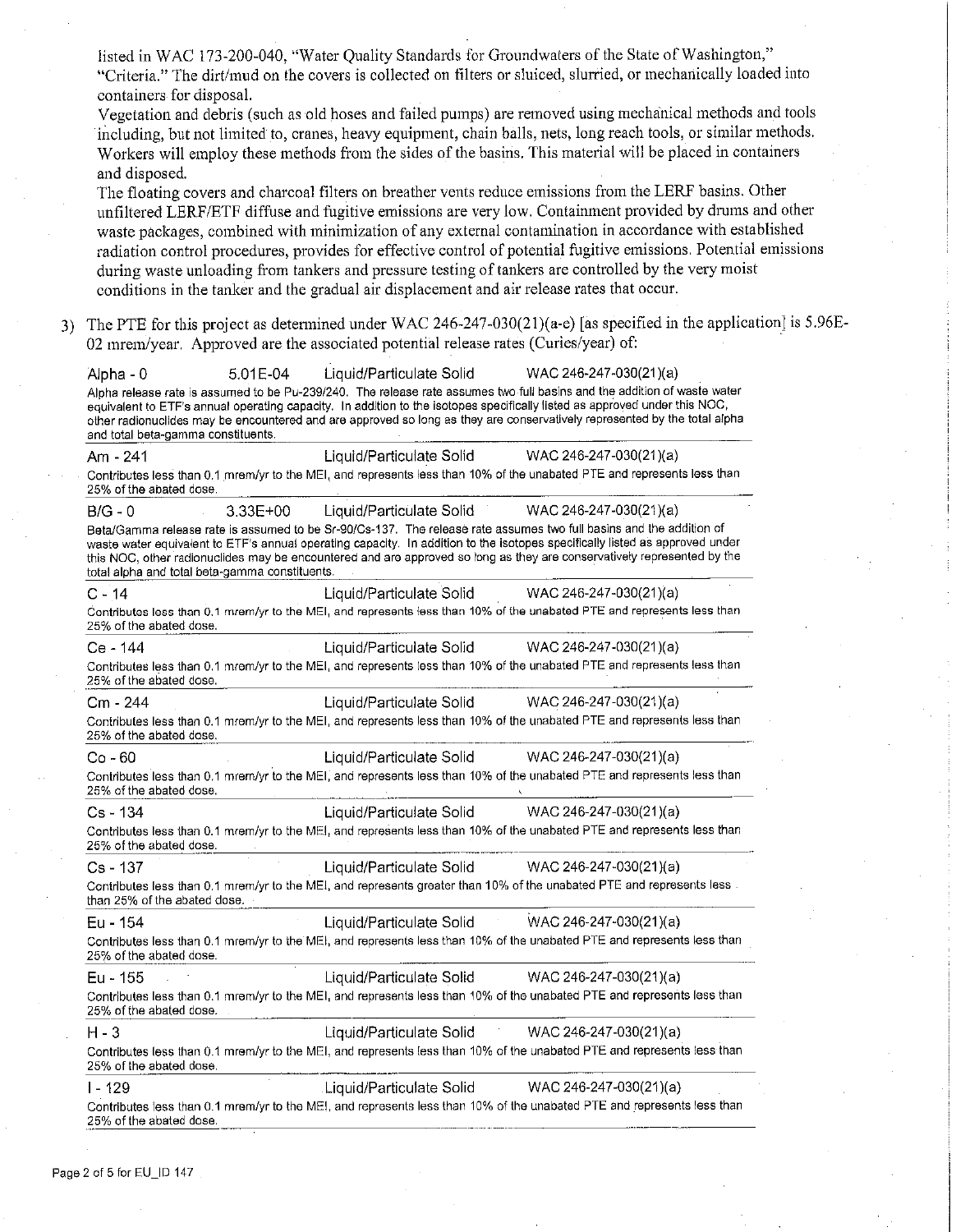listed in WAC 173-200-040, "Water Quality Standards for Groundwaters of the State of Washington," "Criteria." The dirt/mud on the covers is collected on filters or sluiced, slurried, or mechanically loaded into containers for disposal.

Vegetation and debris (such as old hoses and failed pumps) are removed using mechanical methods and tools including, but not limited to, cranes, heavy equipment, chain balls, nets, long reach tools, or similar methods. Workers will employ these methods from the sides of the basins. This material will be placed in containers and disposed.

The floating covers and charcoal filters on breather vents reduce emissions from the LERF basins. Other unfiltered LERF/ETF diffuse and fugitive emissions are very low. Containment provided by drums and other waste packages, combined with minimization of any external contamination in accordance with established radiation control procedures, provides for effective control of potential fugitive emissions. Potential emissions during waste unloading from tankers and pressure testing of tankers are controlled by the very moist conditions in the tanker and the gradual air displacement and air release rates that occur.

3) The PTE for this project as determined under WAC 246-247-030(21)(a-e) [as specified in the application] is 5.96E-02 mrem/year. Approved are the associated potential release rates (Curies/year) of:

| Radionuclide | Release Rate | Form | Regulation |
|---|---|---|---|
| Alpha - 0 | 5.01E-04 | Liquid/Particulate Solid | WAC 246-247-030(21)(a) |

Alpha release rate is assumed to be Pu-239/240. The release rate assumes two full basins and the addition of waste water equivalent to ETF's annual operating capacity. In addition to the isotopes specifically listed as approved under this NOC, other radionuclides may be encountered and are approved so long as they are conservatively represented by the total alpha and total beta-gamma constituents.

| Am - 241 | | Liquid/Particulate Solid | WAC 246-247-030(21)(a) |
|---|---|---|---|

Contributes less than 0.1 mrem/yr to the MEI, and represents less than 10% of the unabated PTE and represents less than 25% of the abated dose.

| B/G - 0 | 3.33E+00 | Liquid/Particulate Solid | WAC 246-247-030(21)(a) |
|---|---|---|---|

Beta/Gamma release rate is assumed to be Sr-90/Cs-137. The release rate assumes two full basins and the addition of waste water equivalent to ETF's annual operating capacity. In addition to the isotopes specifically listed as approved under this NOC, other radionuclides may be encountered and are approved so long as they are conservatively represented by the total alpha and total beta-gamma constituents.

| C - 14 | | Liquid/Particulate Solid | WAC 246-247-030(21)(a) |
|---|---|---|---|

Contributes less than 0.1 mrem/yr to the MEI, and represents less than 10% of the unabated PTE and represents less than 25% of the abated dose.

| Ce - 144 | | Liquid/Particulate Solid | WAC 246-247-030(21)(a) |
|---|---|---|---|

Contributes less than 0.1 mrem/yr to the MEI, and represents less than 10% of the unabated PTE and represents less than 25% of the abated dose.

| Cm - 244 | | Liquid/Particulate Solid | WAC 246-247-030(21)(a) |
|---|---|---|---|

Contributes less than 0.1 mrem/yr to the MEI, and represents less than 10% of the unabated PTE and represents less than 25% of the abated dose.

| Co - 60 | | Liquid/Particulate Solid | WAC 246-247-030(21)(a) |
|---|---|---|---|

Contributes less than 0.1 mrem/yr to the MEI, and represents less than 10% of the unabated PTE and represents less than 25% of the abated dose.

| Cs - 134 | | Liquid/Particulate Solid | WAC 246-247-030(21)(a) |
|---|---|---|---|

Contributes less than 0.1 mrem/yr to the MEI, and represents less than 10% of the unabated PTE and represents less than 25% of the abated dose.

| Cs - 137 | | Liquid/Particulate Solid | WAC 246-247-030(21)(a) |
|---|---|---|---|

Contributes less than 0.1 mrem/yr to the MEI, and represents greater than 10% of the unabated PTE and represents less than 25% of the abated dose.

| Eu - 154 | | Liquid/Particulate Solid | WAC 246-247-030(21)(a) |
|---|---|---|---|

Contributes less than 0.1 mrem/yr to the MEI, and represents less than 10% of the unabated PTE and represents less than 25% of the abated dose.

| Eu - 155 | | Liquid/Particulate Solid | WAC 246-247-030(21)(a) |
|---|---|---|---|

Contributes less than 0.1 mrem/yr to the MEI, and represents less than 10% of the unabated PTE and represents less than 25% of the abated dose.

| H - 3 | | Liquid/Particulate Solid | WAC 246-247-030(21)(a) |
|---|---|---|---|

Contributes less than 0.1 mrem/yr to the MEI, and represents less than 10% of the unabated PTE and represents less than 25% of the abated dose.

| I - 129 | | Liquid/Particulate Solid | WAC 246-247-030(21)(a) |
|---|---|---|---|

Contributes less than 0.1 mrem/yr to the MEI, and represents less than 10% of the unabated PTE and represents less than 25% of the abated dose.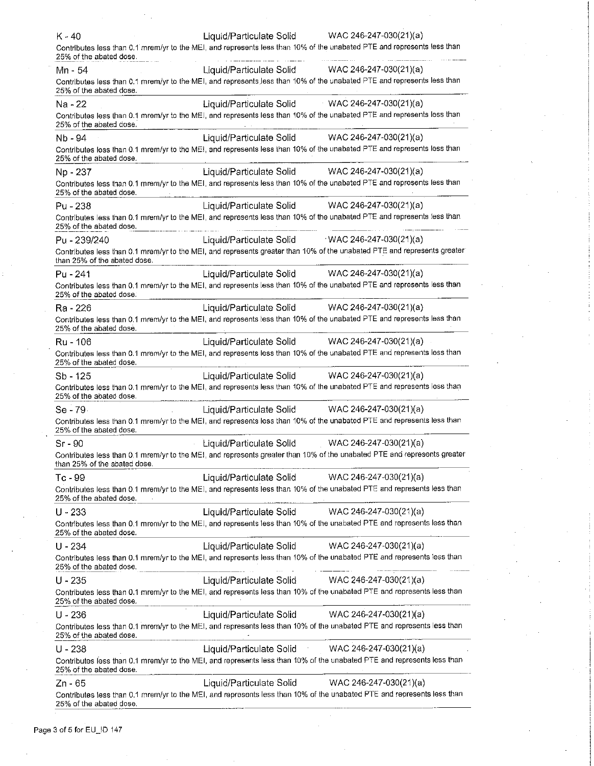K - 40 | Liquid/Particulate Solid | WAC 246-247-030(21)(a)

Contributes less than 0.1 mrem/yr to the MEI, and represents less than 10% of the unabated PTE and represents less than 25% of the abated dose.

---

Mn - 54 | Liquid/Particulate Solid | WAC 246-247-030(21)(a)

Contributes less than 0.1 mrem/yr to the MEI, and represents less than 10% of the unabated PTE and represents less than 25% of the abated dose.

---

Na - 22 | Liquid/Particulate Solid | WAC 246-247-030(21)(a)

Contributes less than 0.1 mrem/yr to the MEI, and represents less than 10% of the unabated PTE and represents less than 25% of the abated dose.

---

Nb - 94 | Liquid/Particulate Solid | WAC 246-247-030(21)(a)

Contributes less than 0.1 mrem/yr to the MEI, and represents less than 10% of the unabated PTE and represents less than 25% of the abated dose.

---

Np - 237 | Liquid/Particulate Solid | WAC 246-247-030(21)(a)

Contributes less than 0.1 mrem/yr to the MEI, and represents less than 10% of the unabated PTE and represents less than 25% of the abated dose.

---

Pu - 238 | Liquid/Particulate Solid | WAC 246-247-030(21)(a)

Contributes less than 0.1 mrem/yr to the MEI, and represents less than 10% of the unabated PTE and represents less than 25% of the abated dose.

---

Pu - 239/240 | Liquid/Particulate Solid | WAC 246-247-030(21)(a)

Contributes less than 0.1 mrem/yr to the MEI, and represents greater than 10% of the unabated PTE and represents greater than 25% of the abated dose.

---

Pu - 241 | Liquid/Particulate Solid | WAC 246-247-030(21)(a)

Contributes less than 0.1 mrem/yr to the MEI, and represents less than 10% of the unabated PTE and represents less than 25% of the abated dose.

---

Ra - 226 | Liquid/Particulate Solid | WAC 246-247-030(21)(a)

Contributes less than 0.1 mrem/yr to the MEI, and represents less than 10% of the unabated PTE and represents less than 25% of the abated dose.

---

Ru - 106 | Liquid/Particulate Solid | WAC 246-247-030(21)(a)

Contributes less than 0.1 mrem/yr to the MEI, and represents less than 10% of the unabated PTE and represents less than 25% of the abated dose.

---

Sb - 125 | Liquid/Particulate Solid | WAC 246-247-030(21)(a)

Contributes less than 0.1 mrem/yr to the MEI, and represents less than 10% of the unabated PTE and represents less than 25% of the abated dose.

---

Se - 79 | Liquid/Particulate Solid | WAC 246-247-030(21)(a)

Contributes less than 0.1 mrem/yr to the MEI, and represents less than 10% of the unabated PTE and represents less than 25% of the abated dose.

---

Sr - 90 | Liquid/Particulate Solid | WAC 246-247-030(21)(a)

Contributes less than 0.1 mrem/yr to the MEI, and represents greater than 10% of the unabated PTE and represents greater than 25% of the abated dose.

---

Tc - 99 | Liquid/Particulate Solid | WAC 246-247-030(21)(a)

Contributes less than 0.1 mrem/yr to the MEI, and represents less than 10% of the unabated PTE and represents less than 25% of the abated dose.

---

U - 233 | Liquid/Particulate Solid | WAC 246-247-030(21)(a)

Contributes less than 0.1 mrem/yr to the MEI, and represents less than 10% of the unabated PTE and represents less than 25% of the abated dose.

---

U - 234 | Liquid/Particulate Solid | WAC 246-247-030(21)(a)

Contributes less than 0.1 mrem/yr to the MEI, and represents less than 10% of the unabated PTE and represents less than 25% of the abated dose.

---

U - 235 | Liquid/Particulate Solid | WAC 246-247-030(21)(a)

Contributes less than 0.1 mrem/yr to the MEI, and represents less than 10% of the unabated PTE and represents less than 25% of the abated dose.

---

U - 236 | Liquid/Particulate Solid | WAC 246-247-030(21)(a)

Contributes less than 0.1 mrem/yr to the MEI, and represents less than 10% of the unabated PTE and represents less than 25% of the abated dose.

---

U - 238 | Liquid/Particulate Solid | WAC 246-247-030(21)(a)

Contributes less than 0.1 mrem/yr to the MEI, and represents less than 10% of the unabated PTE and represents less than 25% of the abated dose.

---

Zn - 65 | Liquid/Particulate Solid | WAC 246-247-030(21)(a)

Contributes less than 0.1 mrem/yr to the MEI, and represents less than 10% of the unabated PTE and represents less than 25% of the abated dose.

---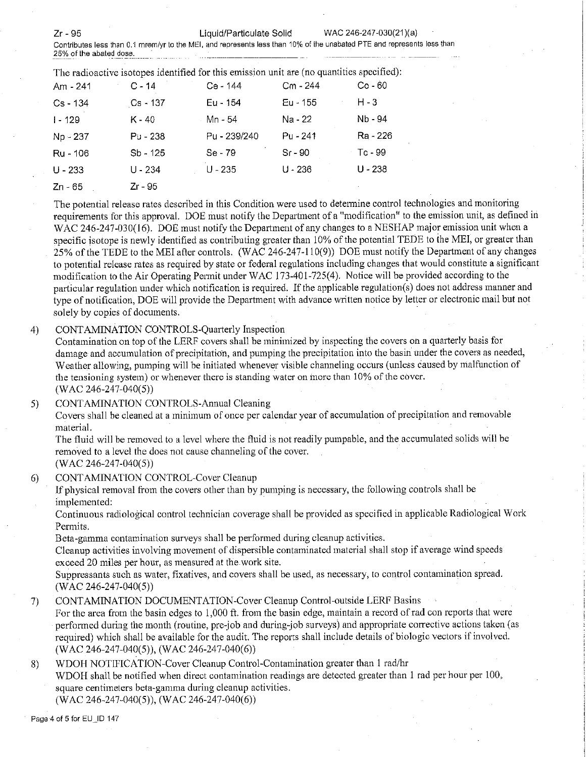| Zr - 95 | Liquid/Particulate Solid | WAC 246-247-030(21)(a) |
|---|---|---|

Contributes less than 0.1 mrem/yr to the MEI, and represents less than 10% of the unabated PTE and represents less than 25% of the abated dose.

The radioactive isotopes identified for this emission unit are (no quantities specified):

| | | | | |
|---|---|---|---|---|
| Am - 241 | C - 14 | Ce - 144 | Cm - 244 | Co - 60 |
| Cs - 134 | Cs - 137 | Eu - 154 | Eu - 155 | H - 3 |
| I - 129 | K - 40 | Mn - 54 | Na - 22 | Nb - 94 |
| Np - 237 | Pu - 238 | Pu - 239/240 | Pu - 241 | Ra - 226 |
| Ru - 106 | Sb - 125 | Se - 79 | Sr - 90 | Tc - 99 |
| U - 233 | U - 234 | U - 235 | U - 236 | U - 238 |
| Zn - 65 | Zr - 95 | | | |

The potential release rates described in this Condition were used to determine control technologies and monitoring requirements for this approval. DOE must notify the Department of a "modification" to the emission unit, as defined in WAC 246-247-030(16). DOE must notify the Department of any changes to a NESHAP major emission unit when a specific isotope is newly identified as contributing greater than 10% of the potential TEDE to the MEI, or greater than 25% of the TEDE to the MEI after controls. (WAC 246-247-110(9)) DOE must notify the Department of any changes to potential release rates as required by state or federal regulations including changes that would constitute a significant modification to the Air Operating Permit under WAC 173-401-725(4). Notice will be provided according to the particular regulation under which notification is required. If the applicable regulation(s) does not address manner and type of notification, DOE will provide the Department with advance written notice by letter or electronic mail but not solely by copies of documents.

4) CONTAMINATION CONTROLS-Quarterly Inspection
Contamination on top of the LERF covers shall be minimized by inspecting the covers on a quarterly basis for damage and accumulation of precipitation, and pumping the precipitation into the basin under the covers as needed. Weather allowing, pumping will be initiated whenever visible channeling occurs (unless caused by malfunction of the tensioning system) or whenever there is standing water on more than 10% of the cover.
(WAC 246-247-040(5))

5) CONTAMINATION CONTROLS-Annual Cleaning
Covers shall be cleaned at a minimum of once per calendar year of accumulation of precipitation and removable material.
The fluid will be removed to a level where the fluid is not readily pumpable, and the accumulated solids will be removed to a level the does not cause channeling of the cover.
(WAC 246-247-040(5))

6) CONTAMINATION CONTROL-Cover Cleanup
If physical removal from the covers other than by pumping is necessary, the following controls shall be implemented:
Continuous radiological control technician coverage shall be provided as specified in applicable Radiological Work Permits.
Beta-gamma contamination surveys shall be performed during cleanup activities.
Cleanup activities involving movement of dispersible contaminated material shall stop if average wind speeds exceed 20 miles per hour, as measured at the work site.
Suppressants such as water, fixatives, and covers shall be used, as necessary, to control contamination spread.
(WAC 246-247-040(5))

7) CONTAMINATION DOCUMENTATION-Cover Cleanup Control-outside LERF Basins
For the area from the basin edges to 1,000 ft. from the basin edge, maintain a record of rad con reports that were performed during the month (routine, pre-job and during-job surveys) and appropriate corrective actions taken (as required) which shall be available for the audit. The reports shall include details of biologic vectors if involved.
(WAC 246-247-040(5)), (WAC 246-247-040(6))

8) WDOH NOTIFICATION-Cover Cleanup Control-Contamination greater than 1 rad/hr
WDOH shall be notified when direct contamination readings are detected greater than 1 rad per hour per 100 square centimeters beta-gamma during cleanup activities.
(WAC 246-247-040(5)), (WAC 246-247-040(6))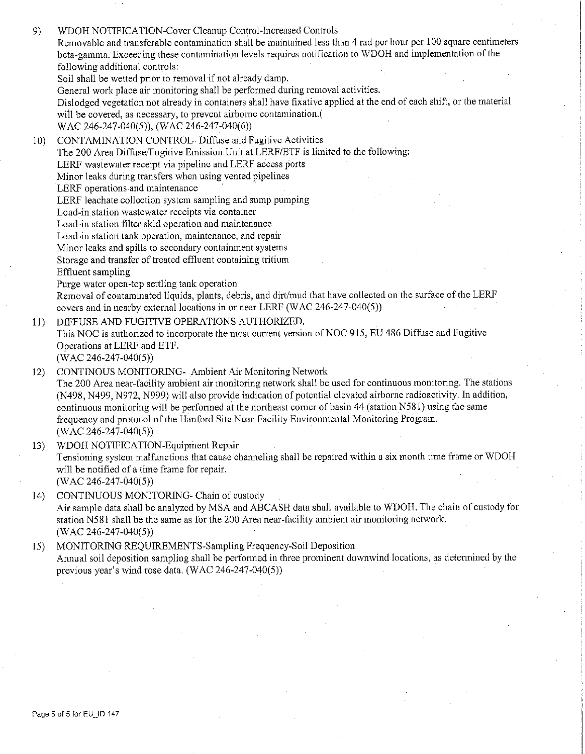9) WDOH NOTIFICATION-Cover Cleanup Control-Increased Controls
Removable and transferable contamination shall be maintained less than 4 rad per hour per 100 square centimeters beta-gamma. Exceeding these contamination levels requires notification to WDOH and implementation of the following additional controls:
Soil shall be wetted prior to removal if not already damp.
General work place air monitoring shall be performed during removal activities.
Dislodged vegetation not already in containers shall have fixative applied at the end of each shift, or the material will be covered, as necessary, to prevent airborne contamination.(
WAC 246-247-040(5)), (WAC 246-247-040(6))

10) CONTAMINATION CONTROL- Diffuse and Fugitive Activities
The 200 Area Diffuse/Fugitive Emission Unit at LERF/ETF is limited to the following:
LERF wastewater receipt via pipeline and LERF access ports
Minor leaks during transfers when using vented pipelines
LERF operations and maintenance
LERF leachate collection system sampling and sump pumping
Load-in station wastewater receipts via container
Load-in station filter skid operation and maintenance
Load-in station tank operation, maintenance, and repair
Minor leaks and spills to secondary containment systems
Storage and transfer of treated effluent containing tritium
Effluent sampling
Purge water open-top settling tank operation
Removal of contaminated liquids, plants, debris, and dirt/mud that have collected on the surface of the LERF covers and in nearby external locations in or near LERF (WAC 246-247-040(5))

11) DIFFUSE AND FUGITIVE OPERATIONS AUTHORIZED.
This NOC is authorized to incorporate the most current version of NOC 915, EU 486 Diffuse and Fugitive Operations at LERF and ETF.
(WAC 246-247-040(5))

12) CONTINOUS MONITORING- Ambient Air Monitoring Network
The 200 Area near-facility ambient air monitoring network shall be used for continuous monitoring. The stations (N498, N499, N972, N999) will also provide indication of potential elevated airborne radioactivity. In addition, continuous monitoring will be performed at the northeast corner of basin 44 (station N581) using the same frequency and protocol of the Hanford Site Near-Facility Environmental Monitoring Program.
(WAC 246-247-040(5))

13) WDOH NOTIFICATION-Equipment Repair
Tensioning system malfunctions that cause channeling shall be repaired within a six month time frame or WDOH will be notified of a time frame for repair.
(WAC 246-247-040(5))

14) CONTINUOUS MONITORING- Chain of custody
Air sample data shall be analyzed by MSA and ABCASH data shall available to WDOH. The chain of custody for station N581 shall be the same as for the 200 Area near-facility ambient air monitoring network.
(WAC 246-247-040(5))

15) MONITORING REQUIREMENTS-Sampling Frequency-Soil Deposition
Annual soil deposition sampling shall be performed in three prominent downwind locations, as determined by the previous year's wind rose data. (WAC 246-247-040(5))